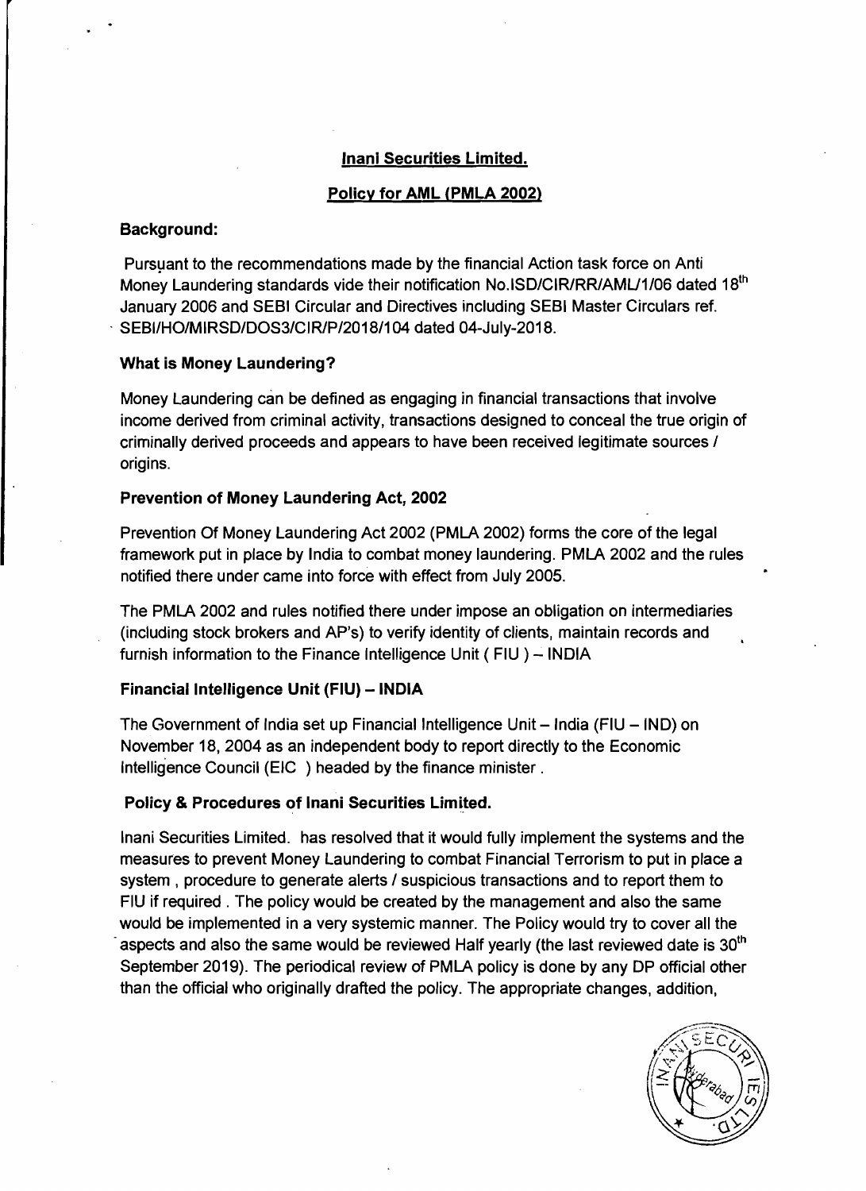**Inani Securities Limited.**

**Policy for AML (PMLA 2002)**

**Background:**

Pursuant to the recommendations made by the financial Action task force on Anti Money Laundering standards vide their notification No.ISD/CIR/RR/AML/1/06 dated 18th January 2006 and SEBI Circular and Directives including SEBI Master Circulars ref. SEBI/HO/MIRSD/DOS3/CIR/P/2018/104 dated 04-July-2018.

**What is Money Laundering?**

Money Laundering can be defined as engaging in financial transactions that involve income derived from criminal activity, transactions designed to conceal the true origin of criminally derived proceeds and appears to have been received legitimate sources / origins.

**Prevention of Money Laundering Act, 2002**

Prevention Of Money Laundering Act 2002 (PMLA 2002) forms the core of the legal framework put in place by India to combat money laundering. PMLA 2002 and the rules notified there under came into force with effect from July 2005.

The PMLA 2002 and rules notified there under impose an obligation on intermediaries (including stock brokers and AP's) to verify identity of clients, maintain records and furnish information to the Finance Intelligence Unit ( FIU ) – INDIA

**Financial Intelligence Unit (FIU) – INDIA**

The Government of India set up Financial Intelligence Unit – India (FIU – IND) on November 18, 2004 as an independent body to report directly to the Economic Intelligence Council (EIC ) headed by the finance minister .

**Policy & Procedures of Inani Securities Limited.**

Inani Securities Limited. has resolved that it would fully implement the systems and the measures to prevent Money Laundering to combat Financial Terrorism to put in place a system , procedure to generate alerts / suspicious transactions and to report them to FIU if required . The policy would be created by the management and also the same would be implemented in a very systemic manner. The Policy would try to cover all the aspects and also the same would be reviewed Half yearly (the last reviewed date is 30th September 2019). The periodical review of PMLA policy is done by any DP official other than the official who originally drafted the policy. The appropriate changes, addition,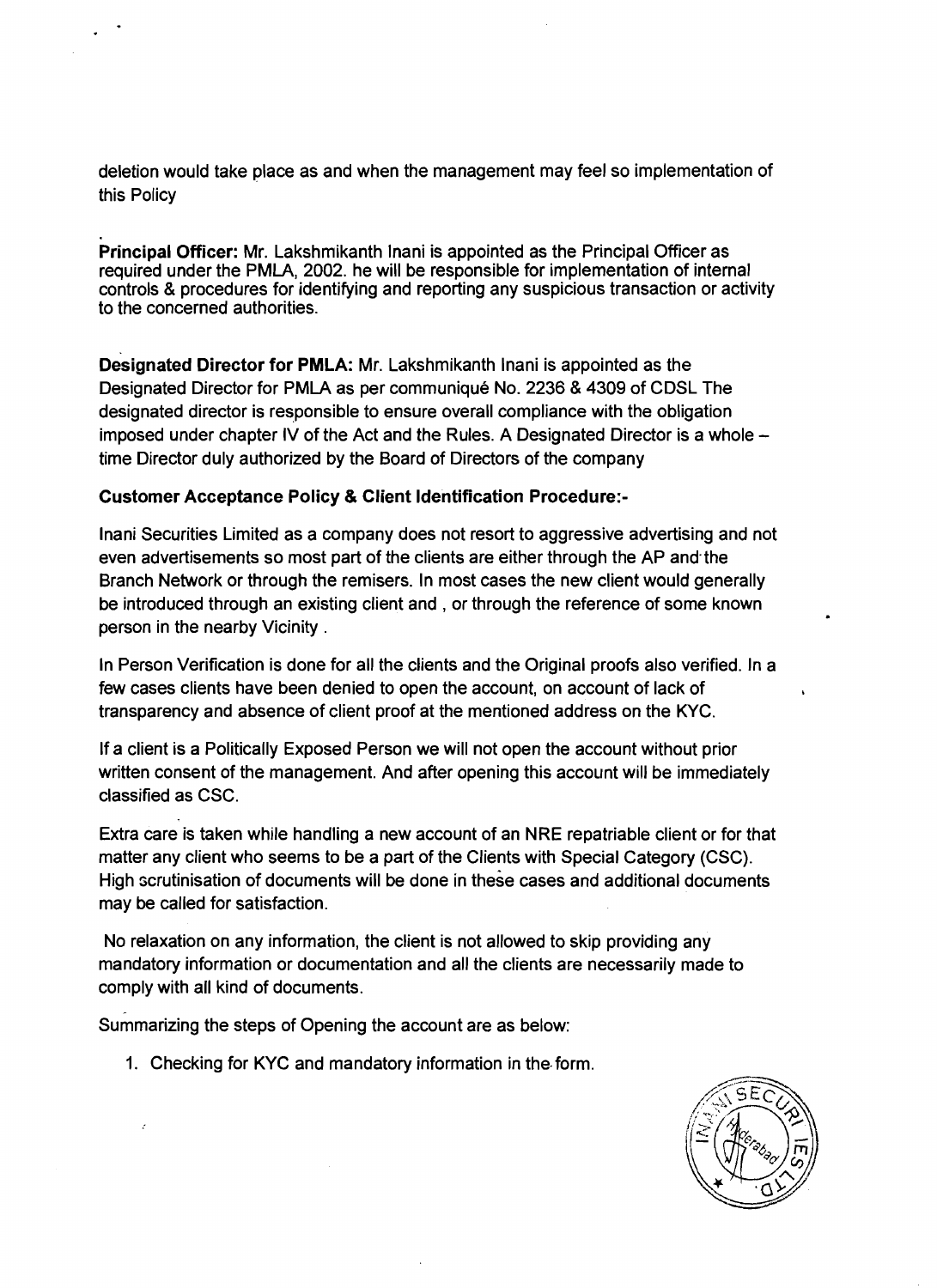deletion would take place as and when the management may feel so implementation of this Policy

**Principal Officer:** Mr. Lakshmikanth Inani is appointed as the Principal Officer as required under the PMLA, 2002. he will be responsible for implementation of internal controls & procedures for identifying and reporting any suspicious transaction or activity to the concerned authorities.

**Designated Director for PMLA:** Mr. Lakshmikanth Inani is appointed as the Designated Director for PMLA as per communiqué No. 2236 & 4309 of CDSL The designated director is responsible to ensure overall compliance with the obligation imposed under chapter IV of the Act and the Rules. A Designated Director is a whole – time Director duly authorized by the Board of Directors of the company

**Customer Acceptance Policy & Client Identification Procedure:-**

Inani Securities Limited as a company does not resort to aggressive advertising and not even advertisements so most part of the clients are either through the AP and the Branch Network or through the remisers. In most cases the new client would generally be introduced through an existing client and , or through the reference of some known person in the nearby Vicinity .

In Person Verification is done for all the clients and the Original proofs also verified. In a few cases clients have been denied to open the account, on account of lack of transparency and absence of client proof at the mentioned address on the KYC.

If a client is a Politically Exposed Person we will not open the account without prior written consent of the management. And after opening this account will be immediately classified as CSC.

Extra care is taken while handling a new account of an NRE repatriable client or for that matter any client who seems to be a part of the Clients with Special Category (CSC). High scrutinisation of documents will be done in these cases and additional documents may be called for satisfaction.

No relaxation on any information, the client is not allowed to skip providing any mandatory information or documentation and all the clients are necessarily made to comply with all kind of documents.

Summarizing the steps of Opening the account are as below:

1. Checking for KYC and mandatory information in the form.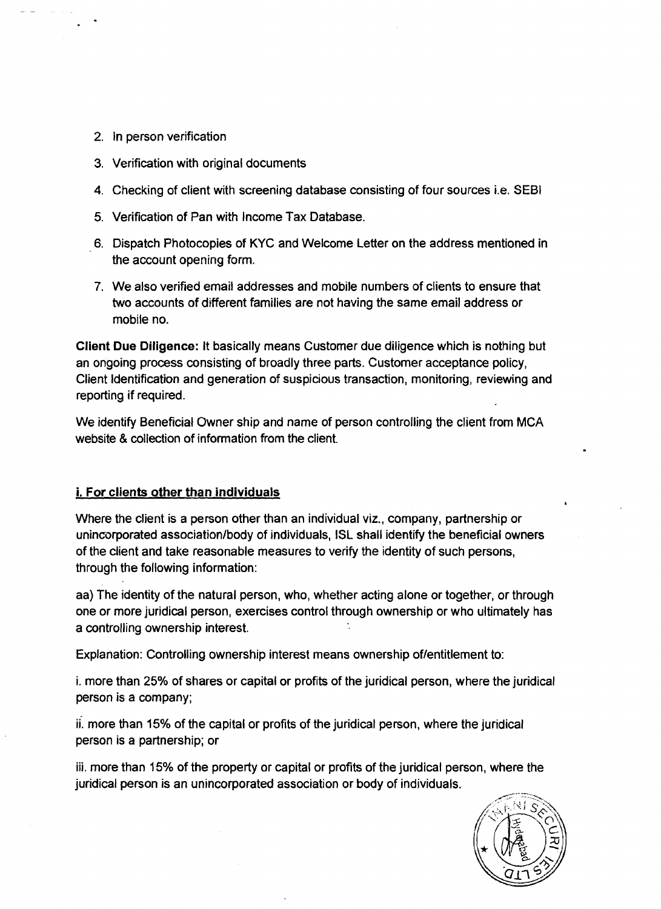2. In person verification
3. Verification with original documents
4. Checking of client with screening database consisting of four sources i.e. SEBI
5. Verification of Pan with Income Tax Database.
6. Dispatch Photocopies of KYC and Welcome Letter on the address mentioned in the account opening form.
7. We also verified email addresses and mobile numbers of clients to ensure that two accounts of different families are not having the same email address or mobile no.

**Client Due Diligence:** It basically means Customer due diligence which is nothing but an ongoing process consisting of broadly three parts. Customer acceptance policy, Client Identification and generation of suspicious transaction, monitoring, reviewing and reporting if required.

We identify Beneficial Owner ship and name of person controlling the client from MCA website & collection of information from the client.

**i. For clients other than individuals**

Where the client is a person other than an individual viz., company, partnership or unincorporated association/body of individuals, ISL shall identify the beneficial owners of the client and take reasonable measures to verify the identity of such persons, through the following information:

aa) The identity of the natural person, who, whether acting alone or together, or through one or more juridical person, exercises control through ownership or who ultimately has a controlling ownership interest.

Explanation: Controlling ownership interest means ownership of/entitlement to:

i. more than 25% of shares or capital or profits of the juridical person, where the juridical person is a company;

ii. more than 15% of the capital or profits of the juridical person, where the juridical person is a partnership; or

iii. more than 15% of the property or capital or profits of the juridical person, where the juridical person is an unincorporated association or body of individuals.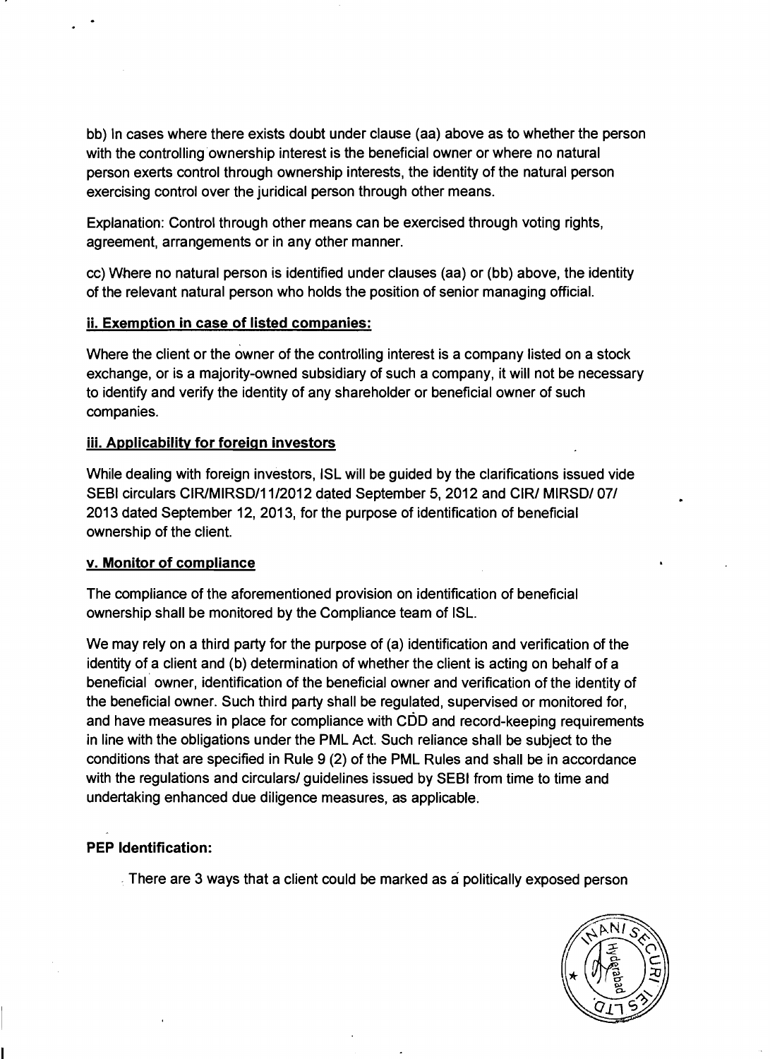bb) In cases where there exists doubt under clause (aa) above as to whether the person with the controlling ownership interest is the beneficial owner or where no natural person exerts control through ownership interests, the identity of the natural person exercising control over the juridical person through other means.

Explanation: Control through other means can be exercised through voting rights, agreement, arrangements or in any other manner.

cc) Where no natural person is identified under clauses (aa) or (bb) above, the identity of the relevant natural person who holds the position of senior managing official.

**ii. Exemption in case of listed companies:**

Where the client or the owner of the controlling interest is a company listed on a stock exchange, or is a majority-owned subsidiary of such a company, it will not be necessary to identify and verify the identity of any shareholder or beneficial owner of such companies.

**iii. Applicability for foreign investors**

While dealing with foreign investors, ISL will be guided by the clarifications issued vide SEBI circulars CIR/MIRSD/11/2012 dated September 5, 2012 and CIR/ MIRSD/ 07/ 2013 dated September 12, 2013, for the purpose of identification of beneficial ownership of the client.

**v. Monitor of compliance**

The compliance of the aforementioned provision on identification of beneficial ownership shall be monitored by the Compliance team of ISL.

We may rely on a third party for the purpose of (a) identification and verification of the identity of a client and (b) determination of whether the client is acting on behalf of a beneficial owner, identification of the beneficial owner and verification of the identity of the beneficial owner. Such third party shall be regulated, supervised or monitored for, and have measures in place for compliance with CDD and record-keeping requirements in line with the obligations under the PML Act. Such reliance shall be subject to the conditions that are specified in Rule 9 (2) of the PML Rules and shall be in accordance with the regulations and circulars/ guidelines issued by SEBI from time to time and undertaking enhanced due diligence measures, as applicable.

**PEP Identification:**

There are 3 ways that a client could be marked as a politically exposed person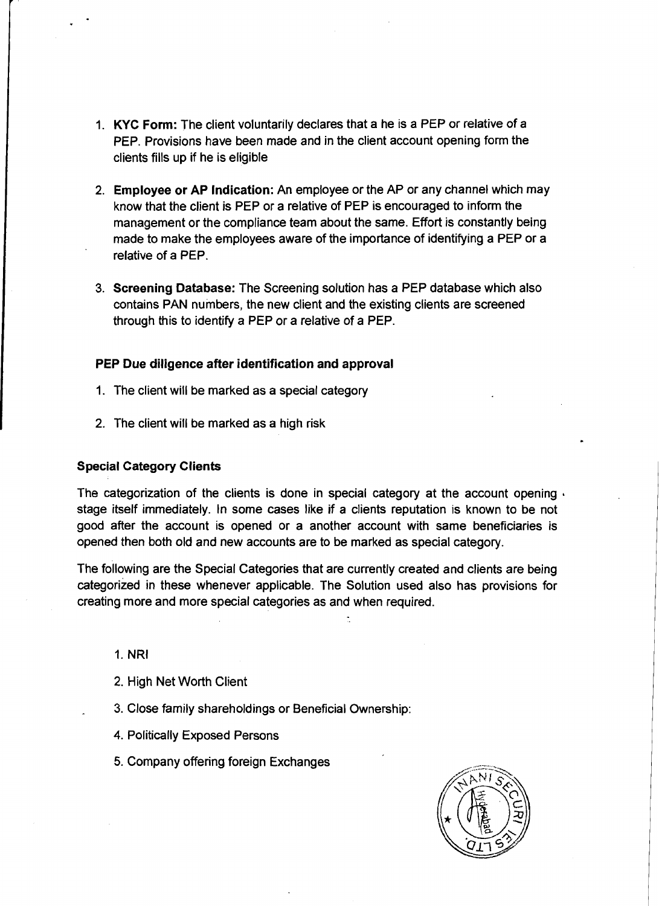1. **KYC Form:** The client voluntarily declares that a he is a PEP or relative of a PEP. Provisions have been made and in the client account opening form the clients fills up if he is eligible

2. **Employee or AP Indication:** An employee or the AP or any channel which may know that the client is PEP or a relative of PEP is encouraged to inform the management or the compliance team about the same. Effort is constantly being made to make the employees aware of the importance of identifying a PEP or a relative of a PEP.

3. **Screening Database:** The Screening solution has a PEP database which also contains PAN numbers, the new client and the existing clients are screened through this to identify a PEP or a relative of a PEP.

**PEP Due diligence after identification and approval**

1. The client will be marked as a special category

2. The client will be marked as a high risk

**Special Category Clients**

The categorization of the clients is done in special category at the account opening stage itself immediately. In some cases like if a clients reputation is known to be not good after the account is opened or a another account with same beneficiaries is opened then both old and new accounts are to be marked as special category.

The following are the Special Categories that are currently created and clients are being categorized in these whenever applicable. The Solution used also has provisions for creating more and more special categories as and when required.

1. NRI

2. High Net Worth Client

3. Close family shareholdings or Beneficial Ownership:

4. Politically Exposed Persons

5. Company offering foreign Exchanges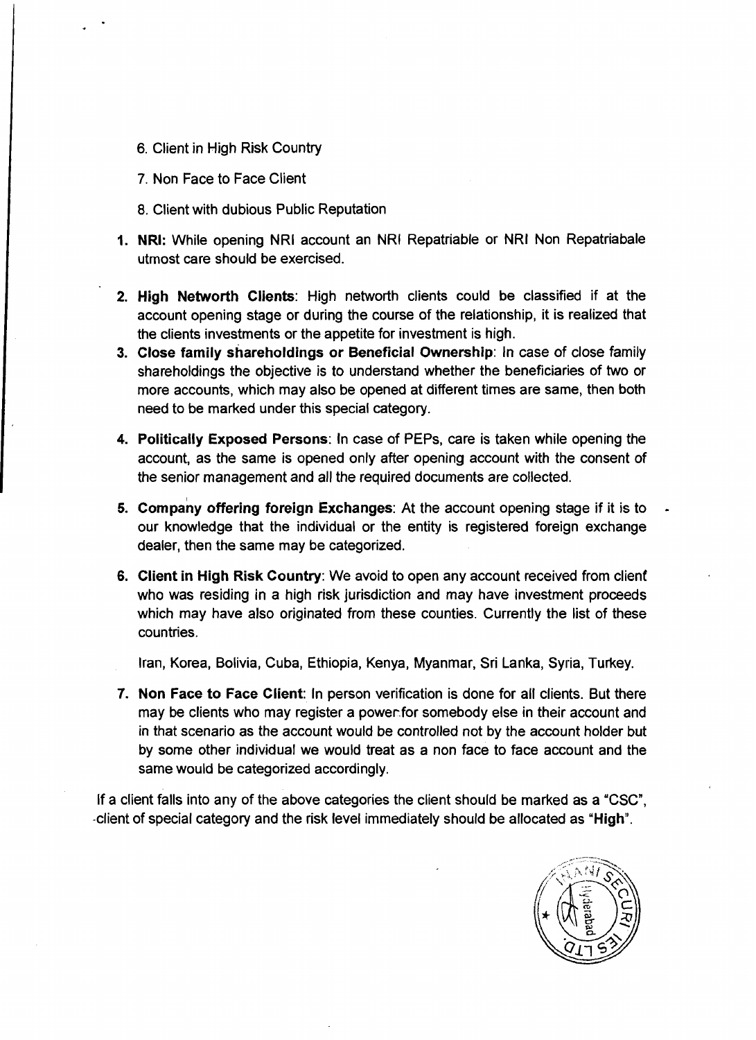6. Client in High Risk Country

7. Non Face to Face Client

8. Client with dubious Public Reputation

1. **NRI:** While opening NRI account an NRI Repatriable or NRI Non Repatriabale utmost care should be exercised.

2. **High Networth Clients**: High networth clients could be classified if at the account opening stage or during the course of the relationship, it is realized that the clients investments or the appetite for investment is high.

3. **Close family shareholdings or Beneficial Ownership**: In case of close family shareholdings the objective is to understand whether the beneficiaries of two or more accounts, which may also be opened at different times are same, then both need to be marked under this special category.

4. **Politically Exposed Persons**: In case of PEPs, care is taken while opening the account, as the same is opened only after opening account with the consent of the senior management and all the required documents are collected.

5. **Company offering foreign Exchanges**: At the account opening stage if it is to our knowledge that the individual or the entity is registered foreign exchange dealer, then the same may be categorized.

6. **Client in High Risk Country**: We avoid to open any account received from client who was residing in a high risk jurisdiction and may have investment proceeds which may have also originated from these counties. Currently the list of these countries.

   Iran, Korea, Bolivia, Cuba, Ethiopia, Kenya, Myanmar, Sri Lanka, Syria, Turkey.

7. **Non Face to Face Client**: In person verification is done for all clients. But there may be clients who may register a power for somebody else in their account and in that scenario as the account would be controlled not by the account holder but by some other individual we would treat as a non face to face account and the same would be categorized accordingly.

If a client falls into any of the above categories the client should be marked as a "CSC", client of special category and the risk level immediately should be allocated as "**High**".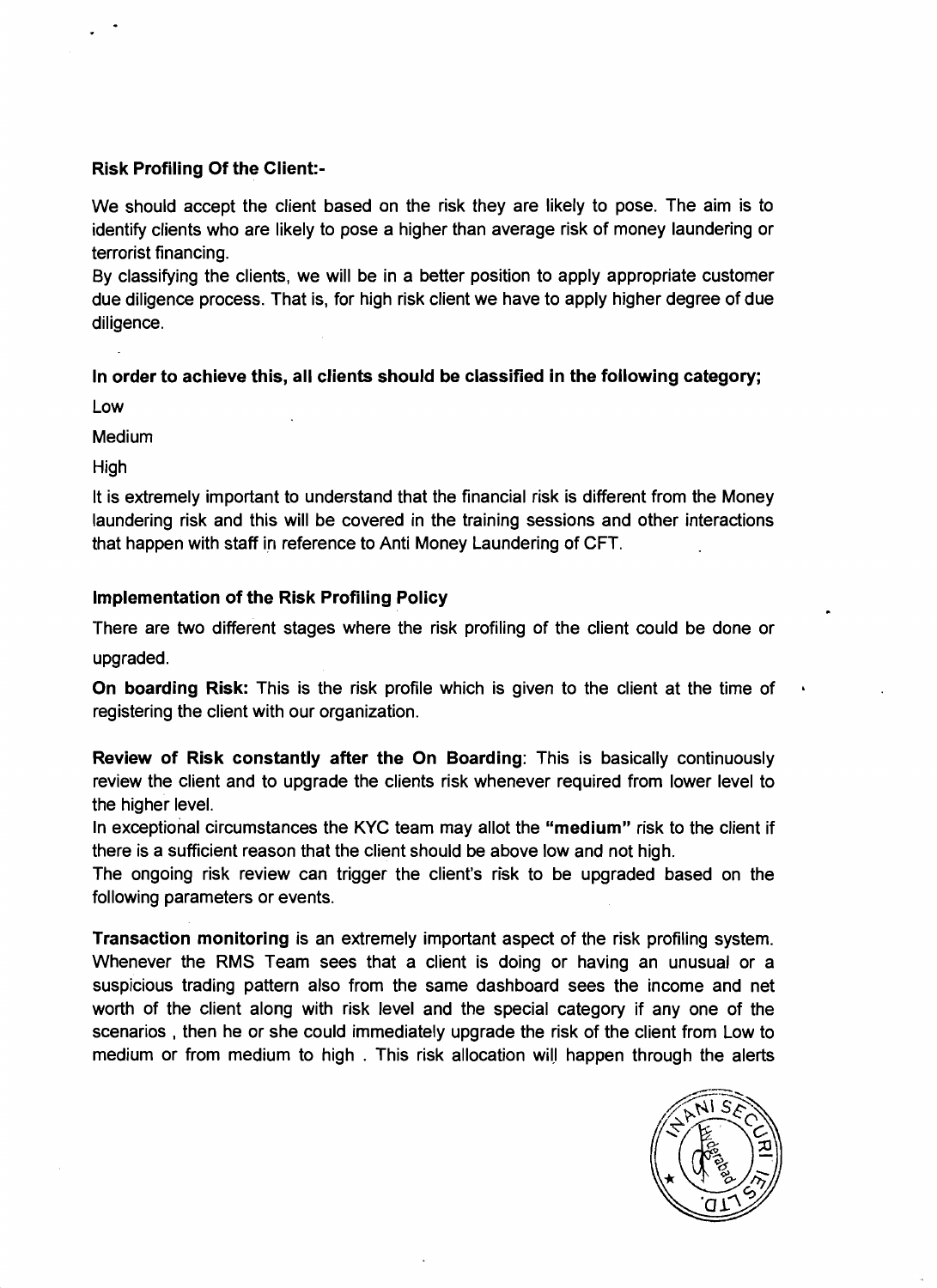**Risk Profiling Of the Client:-**

We should accept the client based on the risk they are likely to pose. The aim is to identify clients who are likely to pose a higher than average risk of money laundering or terrorist financing.

By classifying the clients, we will be in a better position to apply appropriate customer due diligence process. That is, for high risk client we have to apply higher degree of due diligence.

**In order to achieve this, all clients should be classified in the following category;**

Low

Medium

High

It is extremely important to understand that the financial risk is different from the Money laundering risk and this will be covered in the training sessions and other interactions that happen with staff in reference to Anti Money Laundering of CFT.

**Implementation of the Risk Profiling Policy**

There are two different stages where the risk profiling of the client could be done or upgraded.

**On boarding Risk:** This is the risk profile which is given to the client at the time of registering the client with our organization.

**Review of Risk constantly after the On Boarding**: This is basically continuously review the client and to upgrade the clients risk whenever required from lower level to the higher level.

In exceptional circumstances the KYC team may allot the **"medium"** risk to the client if there is a sufficient reason that the client should be above low and not high.

The ongoing risk review can trigger the client's risk to be upgraded based on the following parameters or events.

**Transaction monitoring** is an extremely important aspect of the risk profiling system. Whenever the RMS Team sees that a client is doing or having an unusual or a suspicious trading pattern also from the same dashboard sees the income and net worth of the client along with risk level and the special category if any one of the scenarios , then he or she could immediately upgrade the risk of the client from Low to medium or from medium to high . This risk allocation will happen through the alerts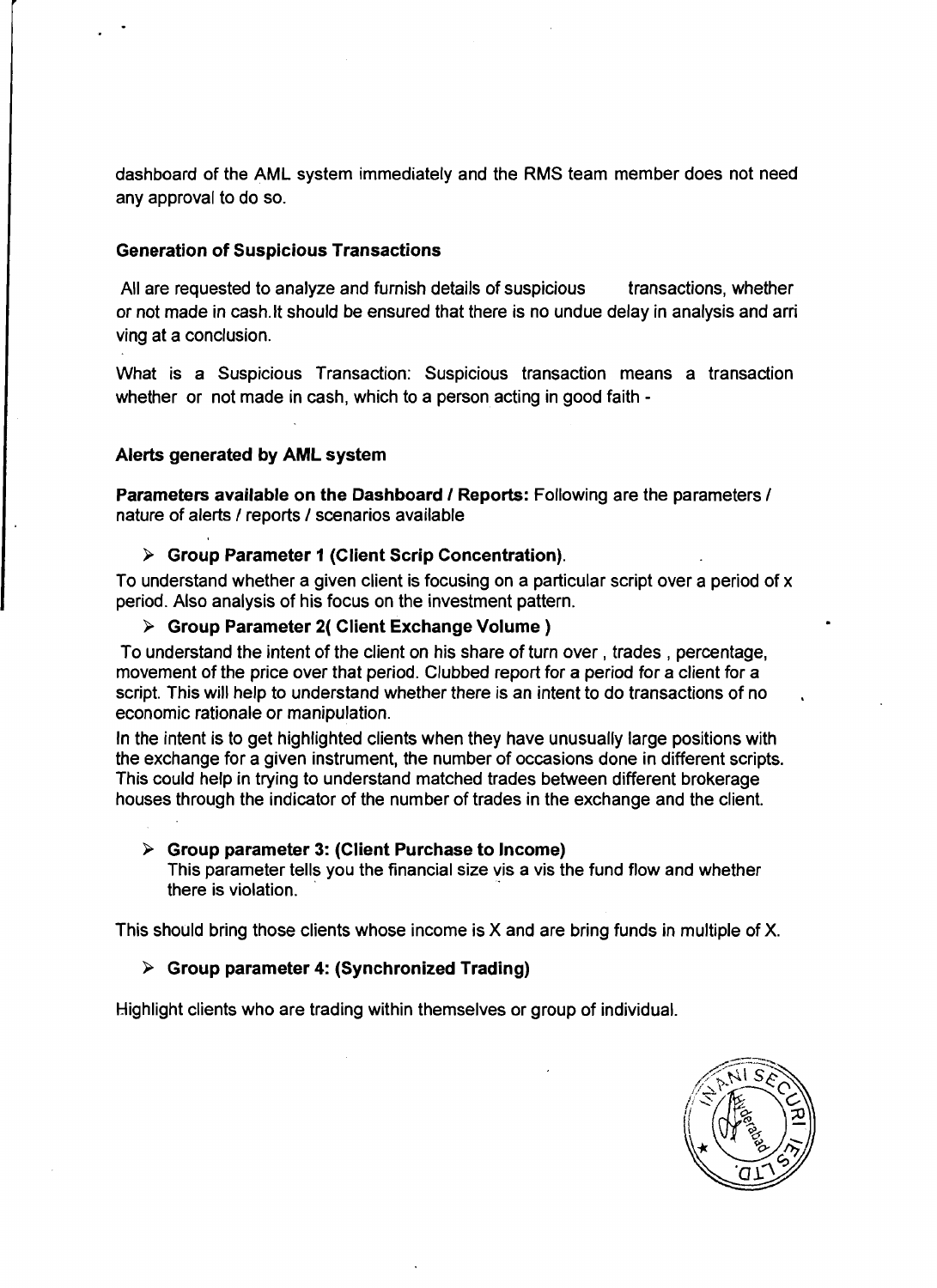dashboard of the AML system immediately and the RMS team member does not need any approval to do so.

**Generation of Suspicious Transactions**

All are requested to analyze and furnish details of suspicious transactions, whether or not made in cash.It should be ensured that there is no undue delay in analysis and arri ving at a conclusion.

What is a Suspicious Transaction: Suspicious transaction means a transaction whether or not made in cash, which to a person acting in good faith -

**Alerts generated by AML system**

**Parameters available on the Dashboard / Reports:** Following are the parameters / nature of alerts / reports / scenarios available

- **Group Parameter 1 (Client Scrip Concentration).**

To understand whether a given client is focusing on a particular script over a period of x period. Also analysis of his focus on the investment pattern.

- **Group Parameter 2( Client Exchange Volume )**

To understand the intent of the client on his share of turn over , trades , percentage, movement of the price over that period. Clubbed report for a period for a client for a script. This will help to understand whether there is an intent to do transactions of no economic rationale or manipulation.

In the intent is to get highlighted clients when they have unusually large positions with the exchange for a given instrument, the number of occasions done in different scripts. This could help in trying to understand matched trades between different brokerage houses through the indicator of the number of trades in the exchange and the client.

- **Group parameter 3: (Client Purchase to Income)**
  This parameter tells you the financial size vis a vis the fund flow and whether there is violation.

This should bring those clients whose income is X and are bring funds in multiple of X.

- **Group parameter 4: (Synchronized Trading)**

Highlight clients who are trading within themselves or group of individual.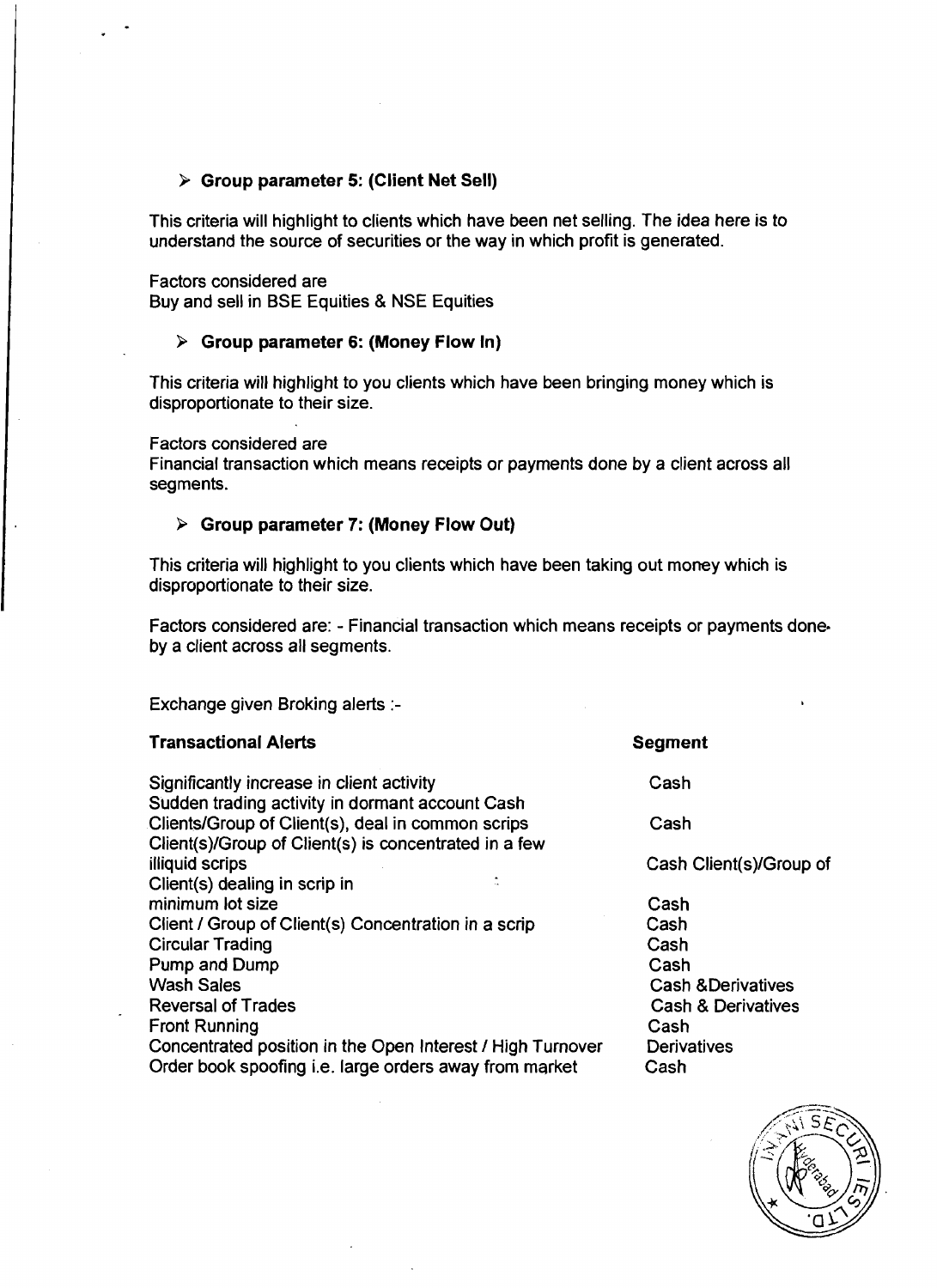- **Group parameter 5: (Client Net Sell)**

This criteria will highlight to clients which have been net selling. The idea here is to understand the source of securities or the way in which profit is generated.

Factors considered are
Buy and sell in BSE Equities & NSE Equities

- **Group parameter 6: (Money Flow In)**

This criteria will highlight to you clients which have been bringing money which is disproportionate to their size.

Factors considered are
Financial transaction which means receipts or payments done by a client across all segments.

- **Group parameter 7: (Money Flow Out)**

This criteria will highlight to you clients which have been taking out money which is disproportionate to their size.

Factors considered are: - Financial transaction which means receipts or payments done by a client across all segments.

Exchange given Broking alerts :-

| **Transactional Alerts** | **Segment** |
|---|---|
| Significantly increase in client activity | Cash |
| Sudden trading activity in dormant account Cash | |
| Clients/Group of Client(s), deal in common scrips | Cash |
| Client(s)/Group of Client(s) is concentrated in a few illiquid scrips | Cash Client(s)/Group of |
| Client(s) dealing in scrip in minimum lot size | Cash |
| Client / Group of Client(s) Concentration in a scrip | Cash |
| Circular Trading | Cash |
| Pump and Dump | Cash |
| Wash Sales | Cash &Derivatives |
| Reversal of Trades | Cash & Derivatives |
| Front Running | Cash |
| Concentrated position in the Open Interest / High Turnover | Derivatives |
| Order book spoofing i.e. large orders away from market | Cash |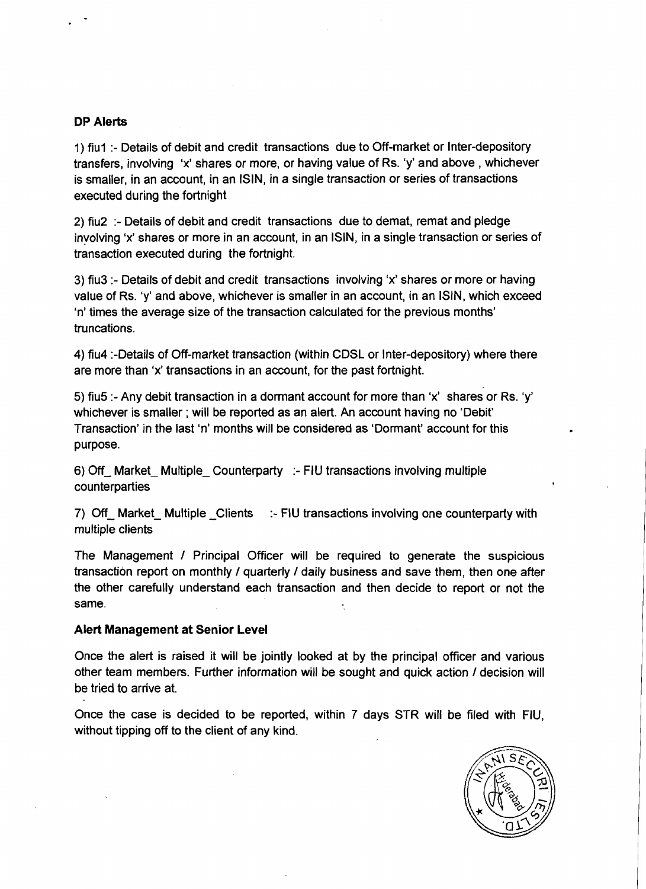**DP Alerts**

1) fiu1 :- Details of debit and credit transactions due to Off-market or Inter-depository transfers, involving 'x' shares or more, or having value of Rs. 'y' and above , whichever is smaller, in an account, in an ISIN, in a single transaction or series of transactions executed during the fortnight

2) fiu2 :- Details of debit and credit transactions due to demat, remat and pledge involving 'x' shares or more in an account, in an ISIN, in a single transaction or series of transaction executed during the fortnight.

3) fiu3 :- Details of debit and credit transactions involving 'x' shares or more or having value of Rs. 'y' and above, whichever is smaller in an account, in an ISIN, which exceed 'n' times the average size of the transaction calculated for the previous months' truncations.

4) fiu4 :-Details of Off-market transaction (within CDSL or Inter-depository) where there are more than 'x' transactions in an account, for the past fortnight.

5) fiu5 :- Any debit transaction in a dormant account for more than 'x' shares or Rs. 'y' whichever is smaller ; will be reported as an alert. An account having no 'Debit' Transaction' in the last 'n' months will be considered as 'Dormant' account for this purpose.

6) Off_ Market_ Multiple_ Counterparty :- FIU transactions involving multiple counterparties

7) Off_ Market_ Multiple _Clients :- FIU transactions involving one counterparty with multiple clients

The Management / Principal Officer will be required to generate the suspicious transaction report on monthly / quarterly / daily business and save them, then one after the other carefully understand each transaction and then decide to report or not the same.

**Alert Management at Senior Level**

Once the alert is raised it will be jointly looked at by the principal officer and various other team members. Further information will be sought and quick action / decision will be tried to arrive at.

Once the case is decided to be reported, within 7 days STR will be filed with FIU, without tipping off to the client of any kind.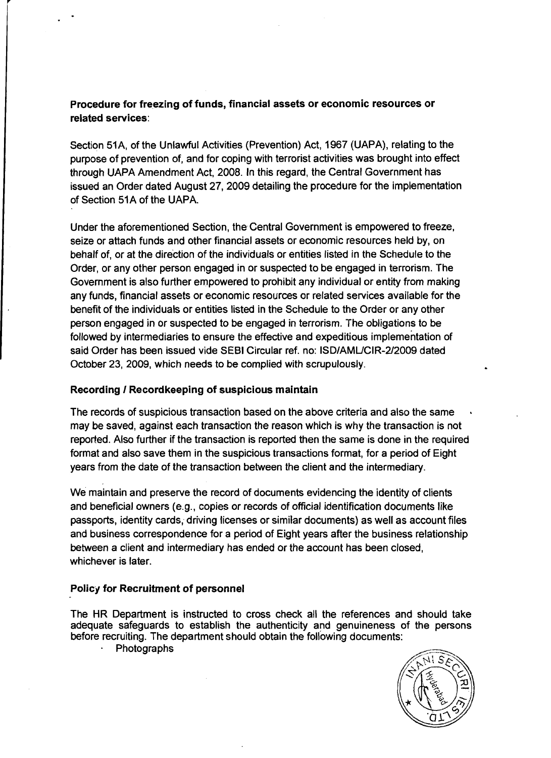**Procedure for freezing of funds, financial assets or economic resources or related services**:

Section 51A, of the Unlawful Activities (Prevention) Act, 1967 (UAPA), relating to the purpose of prevention of, and for coping with terrorist activities was brought into effect through UAPA Amendment Act, 2008. In this regard, the Central Government has issued an Order dated August 27, 2009 detailing the procedure for the implementation of Section 51A of the UAPA.

Under the aforementioned Section, the Central Government is empowered to freeze, seize or attach funds and other financial assets or economic resources held by, on behalf of, or at the direction of the individuals or entities listed in the Schedule to the Order, or any other person engaged in or suspected to be engaged in terrorism. The Government is also further empowered to prohibit any individual or entity from making any funds, financial assets or economic resources or related services available for the benefit of the individuals or entities listed in the Schedule to the Order or any other person engaged in or suspected to be engaged in terrorism. The obligations to be followed by intermediaries to ensure the effective and expeditious implementation of said Order has been issued vide SEBI Circular ref. no: ISD/AML/CIR-2/2009 dated October 23, 2009, which needs to be complied with scrupulously.

**Recording / Recordkeeping of suspicious maintain**

The records of suspicious transaction based on the above criteria and also the same may be saved, against each transaction the reason which is why the transaction is not reported. Also further if the transaction is reported then the same is done in the required format and also save them in the suspicious transactions format, for a period of Eight years from the date of the transaction between the client and the intermediary.

We maintain and preserve the record of documents evidencing the identity of clients and beneficial owners (e.g., copies or records of official identification documents like passports, identity cards, driving licenses or similar documents) as well as account files and business correspondence for a period of Eight years after the business relationship between a client and intermediary has ended or the account has been closed, whichever is later.

**Policy for Recruitment of personnel**

The HR Department is instructed to cross check all the references and should take adequate safeguards to establish the authenticity and genuineness of the persons before recruiting. The department should obtain the following documents:

- Photographs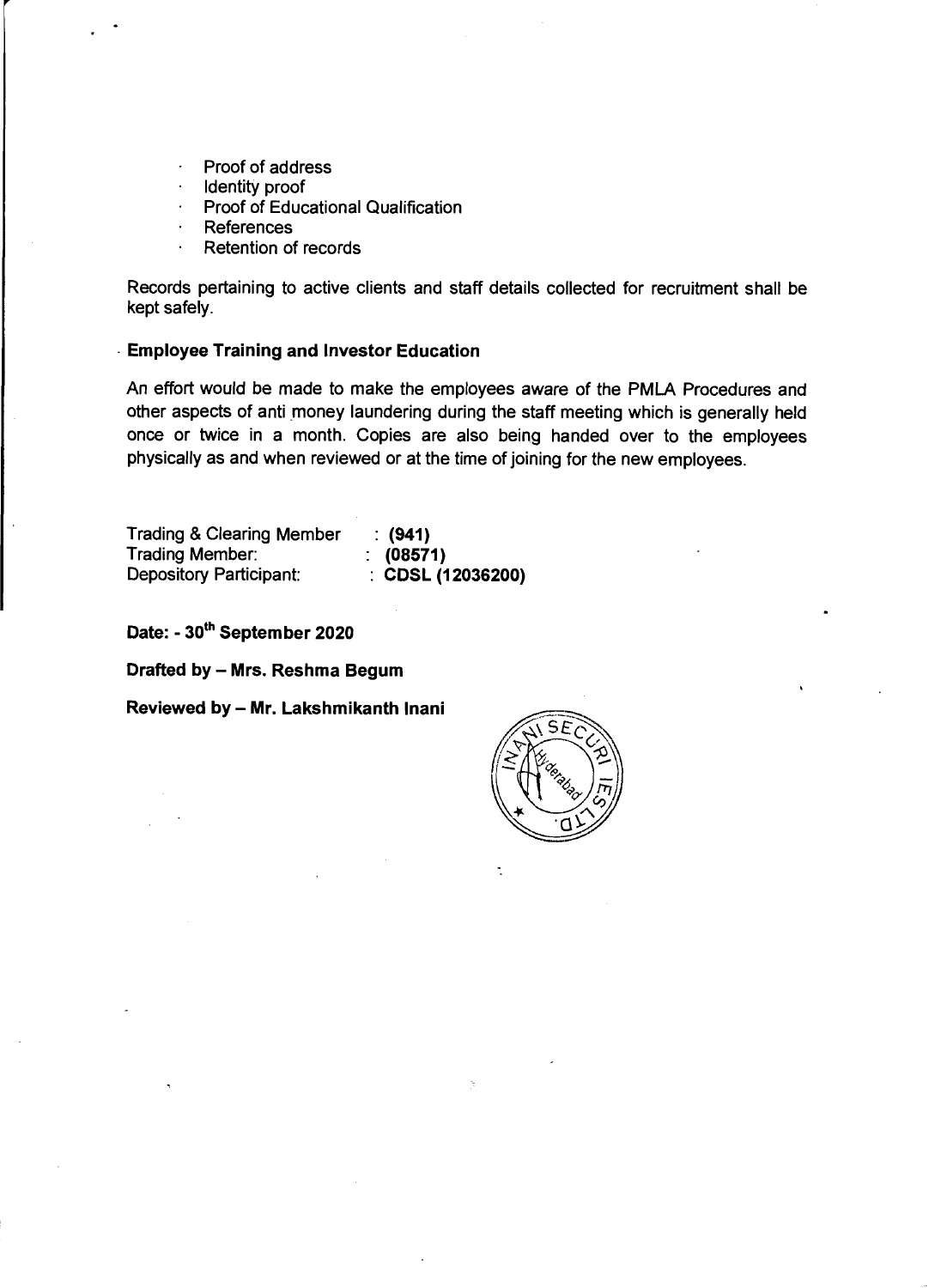- Proof of address
- Identity proof
- Proof of Educational Qualification
- References
- Retention of records

Records pertaining to active clients and staff details collected for recruitment shall be kept safely.

**Employee Training and Investor Education**

An effort would be made to make the employees aware of the PMLA Procedures and other aspects of anti money laundering during the staff meeting which is generally held once or twice in a month. Copies are also being handed over to the employees physically as and when reviewed or at the time of joining for the new employees.

| | |
|---|---|
| Trading & Clearing Member | : **(941)** |
| Trading Member: | : **(08571)** |
| Depository Participant: | : **CDSL (12036200)** |

**Date: - 30th September 2020**

**Drafted by – Mrs. Reshma Begum**

**Reviewed by – Mr. Lakshmikanth Inani**